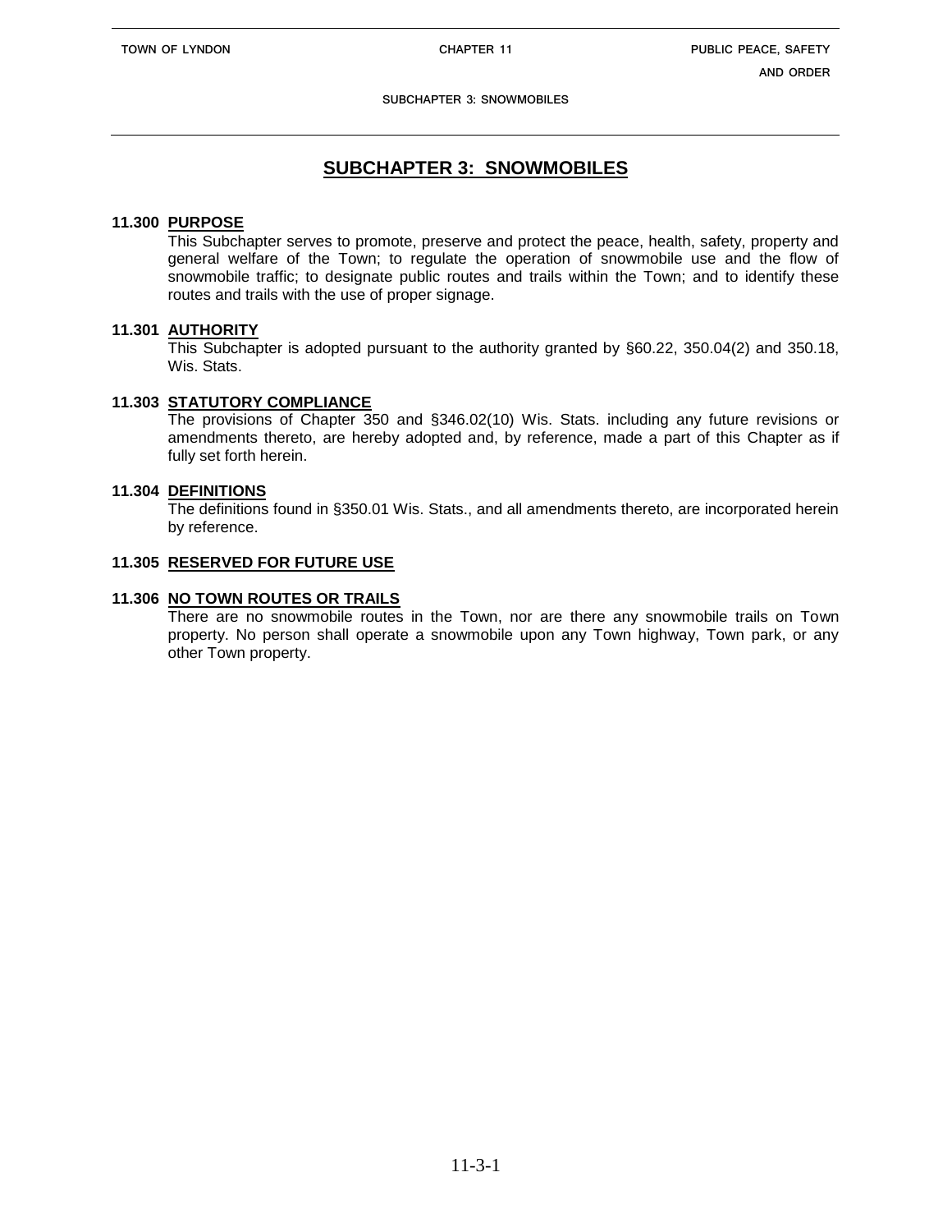# SUBCHAPTER 3: SNOWMOBILES

## 11.300 PURPOSE

This Subchapter serves to promote, preserve and protect the peace, health, safety, property and general welfare of the Town; to regulate the operation of snowmobile use and the flow of snowmobile traffic; to designate public routes and trails within the Town; and to identify these routes and trails with the use of proper signage.

## 11.301 AUTHORITY

This Subchapter is adopted pursuant to the authority granted by §60.22, 350.04(2) and 350.18, Wis. Stats.

## 11.303 STATUTORY COMPLIANCE

The provisions of Chapter 350 and §346.02(10) Wis. Stats. including any future revisions or amendments thereto, are hereby adopted and, by reference, made a part of this Chapter as if fully set forth herein.

## 11.304 DEFINITIONS

The definitions found in §350.01 Wis. Stats., and all amendments thereto, are incorporated herein by reference.

## 11.305 RESERVED FOR FUTURE USE

## 11.306 NO TOWN ROUTES OR TRAILS

There are no snowmobile routes in the Town, nor are there any snowmobile trails on Town property. No person shall operate a snowmobile upon any Town highway, Town park, or any other Town property.